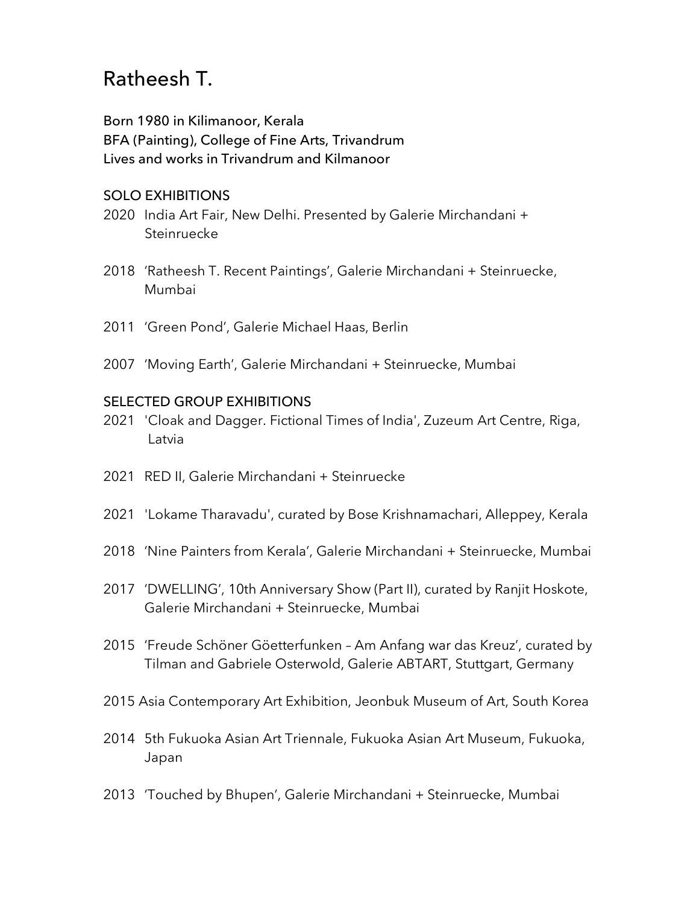# Ratheesh T.

Born 1980 in Kilimanoor, Kerala
BFA (Painting), College of Fine Arts, Trivandrum
Lives and works in Trivandrum and Kilmanoor

## SOLO EXHIBITIONS

2020 India Art Fair, New Delhi. Presented by Galerie Mirchandani + Steinruecke

2018 'Ratheesh T. Recent Paintings', Galerie Mirchandani + Steinruecke, Mumbai

2011 'Green Pond', Galerie Michael Haas, Berlin

2007 'Moving Earth', Galerie Mirchandani + Steinruecke, Mumbai

## SELECTED GROUP EXHIBITIONS

2021 'Cloak and Dagger. Fictional Times of India', Zuzeum Art Centre, Riga, Latvia

2021 RED II, Galerie Mirchandani + Steinruecke

2021 'Lokame Tharavadu', curated by Bose Krishnamachari, Alleppey, Kerala

2018 'Nine Painters from Kerala', Galerie Mirchandani + Steinruecke, Mumbai

2017 'DWELLING', 10th Anniversary Show (Part II), curated by Ranjit Hoskote, Galerie Mirchandani + Steinruecke, Mumbai

2015 'Freude Schöner Göetterfunken – Am Anfang war das Kreuz', curated by Tilman and Gabriele Osterwold, Galerie ABTART, Stuttgart, Germany

2015 Asia Contemporary Art Exhibition, Jeonbuk Museum of Art, South Korea

2014 5th Fukuoka Asian Art Triennale, Fukuoka Asian Art Museum, Fukuoka, Japan

2013 'Touched by Bhupen', Galerie Mirchandani + Steinruecke, Mumbai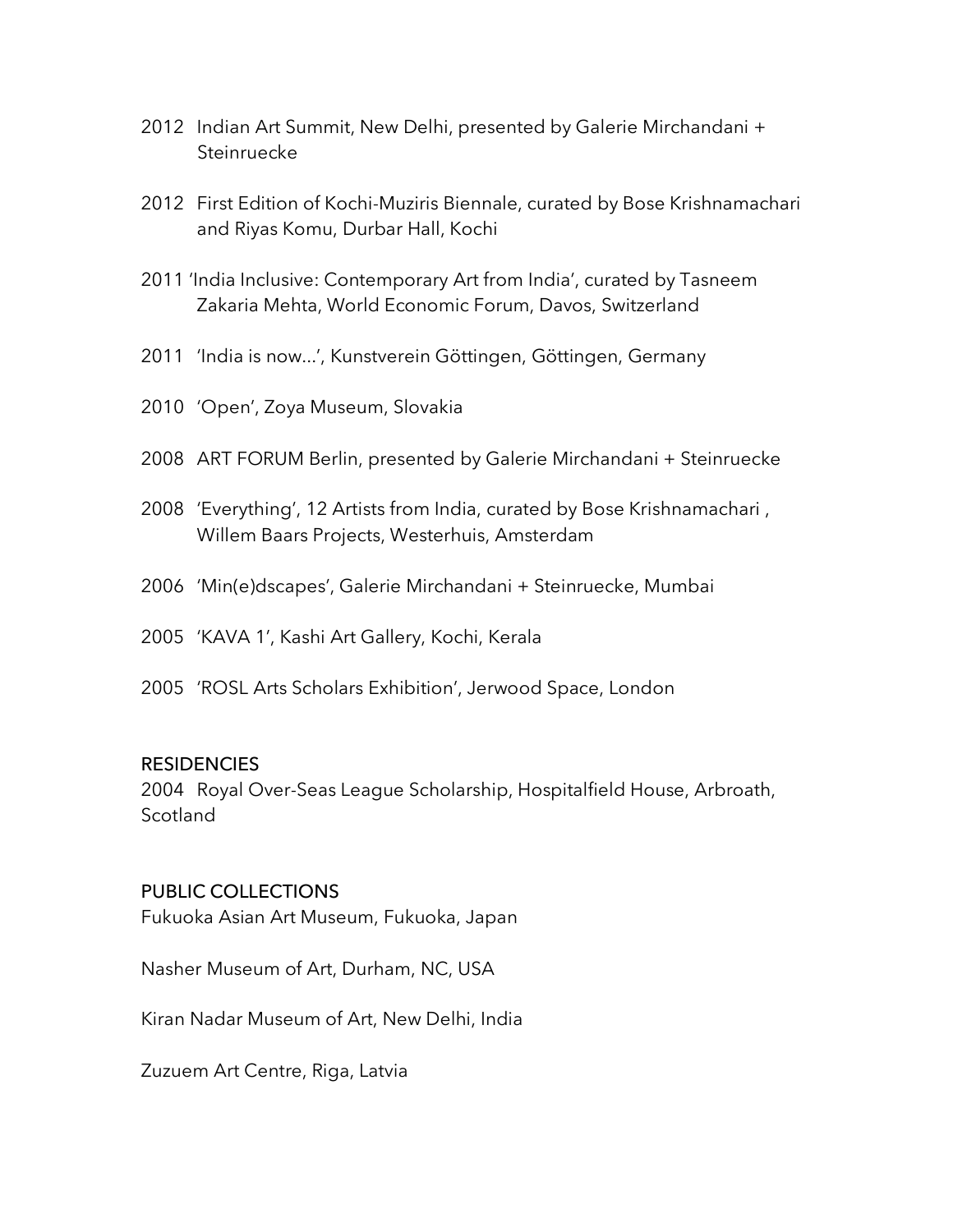2012 Indian Art Summit, New Delhi, presented by Galerie Mirchandani + Steinruecke

2012 First Edition of Kochi-Muziris Biennale, curated by Bose Krishnamachari and Riyas Komu, Durbar Hall, Kochi

2011 'India Inclusive: Contemporary Art from India', curated by Tasneem Zakaria Mehta, World Economic Forum, Davos, Switzerland

2011 'India is now...', Kunstverein Göttingen, Göttingen, Germany

2010 'Open', Zoya Museum, Slovakia

2008 ART FORUM Berlin, presented by Galerie Mirchandani + Steinruecke

2008 'Everything', 12 Artists from India, curated by Bose Krishnamachari , Willem Baars Projects, Westerhuis, Amsterdam

2006 'Min(e)dscapes', Galerie Mirchandani + Steinruecke, Mumbai

2005 'KAVA 1', Kashi Art Gallery, Kochi, Kerala

2005 'ROSL Arts Scholars Exhibition', Jerwood Space, London

## RESIDENCIES

2004 Royal Over-Seas League Scholarship, Hospitalfield House, Arbroath, Scotland

## PUBLIC COLLECTIONS

Fukuoka Asian Art Museum, Fukuoka, Japan

Nasher Museum of Art, Durham, NC, USA

Kiran Nadar Museum of Art, New Delhi, India

Zuzuem Art Centre, Riga, Latvia